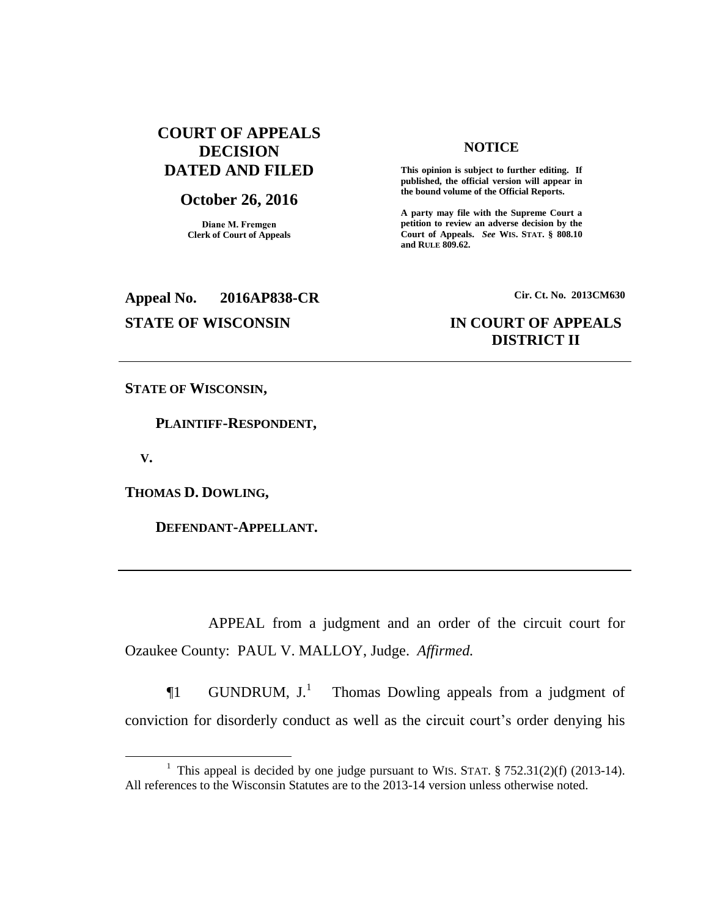# COURT OF APPEALS DECISION DATED AND FILED

## October 26, 2016

**Diane M. Fremgen**
**Clerk of Court of Appeals**

**NOTICE**

**This opinion is subject to further editing. If published, the official version will appear in the bound volume of the Official Reports.**

**A party may file with the Supreme Court a petition to review an adverse decision by the Court of Appeals.** ***See*** **WIS. STAT. § 808.10 and RULE 809.62.**

**Appeal No. 2016AP838-CR** **Cir. Ct. No. 2013CM630**

**STATE OF WISCONSIN** **IN COURT OF APPEALS**
**DISTRICT II**

---

**STATE OF WISCONSIN,**

**PLAINTIFF-RESPONDENT,**

**V.**

**THOMAS D. DOWLING,**

**DEFENDANT-APPELLANT.**

---

APPEAL from a judgment and an order of the circuit court for Ozaukee County: PAUL V. MALLOY, Judge. *Affirmed.*

¶1 GUNDRUM, J.[1] Thomas Dowling appeals from a judgment of conviction for disorderly conduct as well as the circuit court's order denying his

---

[1] This appeal is decided by one judge pursuant to WIS. STAT. § 752.31(2)(f) (2013-14). All references to the Wisconsin Statutes are to the 2013-14 version unless otherwise noted.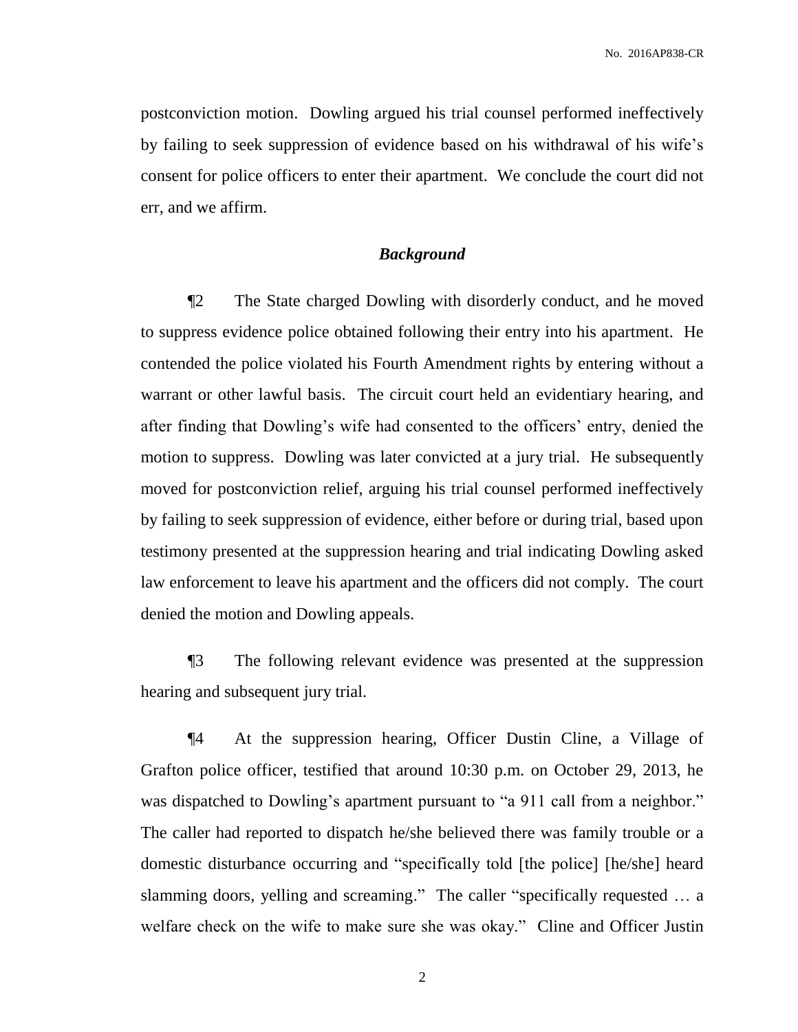postconviction motion. Dowling argued his trial counsel performed ineffectively by failing to seek suppression of evidence based on his withdrawal of his wife's consent for police officers to enter their apartment. We conclude the court did not err, and we affirm.

## *Background*

¶2 The State charged Dowling with disorderly conduct, and he moved to suppress evidence police obtained following their entry into his apartment. He contended the police violated his Fourth Amendment rights by entering without a warrant or other lawful basis. The circuit court held an evidentiary hearing, and after finding that Dowling's wife had consented to the officers' entry, denied the motion to suppress. Dowling was later convicted at a jury trial. He subsequently moved for postconviction relief, arguing his trial counsel performed ineffectively by failing to seek suppression of evidence, either before or during trial, based upon testimony presented at the suppression hearing and trial indicating Dowling asked law enforcement to leave his apartment and the officers did not comply. The court denied the motion and Dowling appeals.

¶3 The following relevant evidence was presented at the suppression hearing and subsequent jury trial.

¶4 At the suppression hearing, Officer Dustin Cline, a Village of Grafton police officer, testified that around 10:30 p.m. on October 29, 2013, he was dispatched to Dowling's apartment pursuant to "a 911 call from a neighbor." The caller had reported to dispatch he/she believed there was family trouble or a domestic disturbance occurring and "specifically told [the police] [he/she] heard slamming doors, yelling and screaming." The caller "specifically requested … a welfare check on the wife to make sure she was okay." Cline and Officer Justin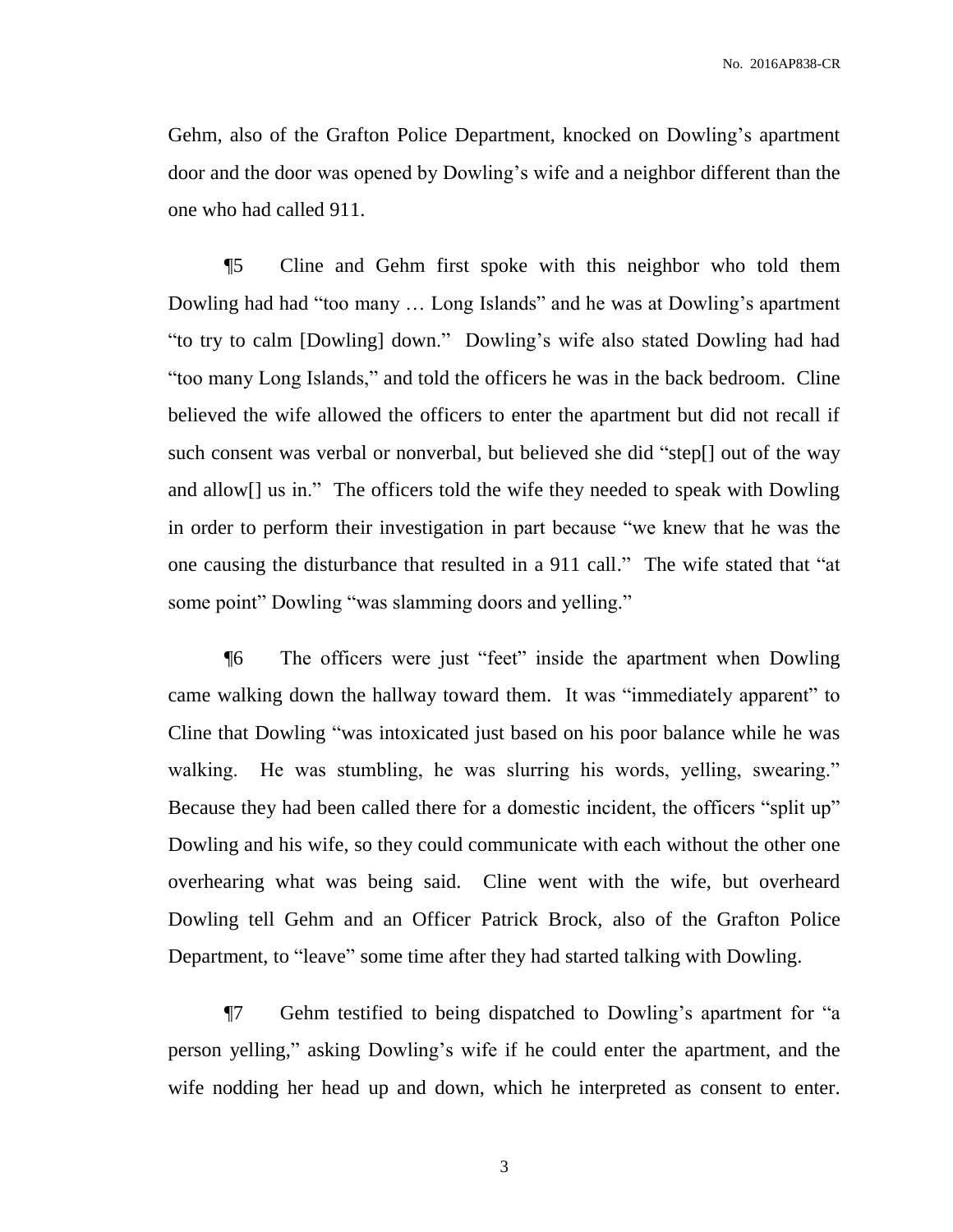Gehm, also of the Grafton Police Department, knocked on Dowling's apartment door and the door was opened by Dowling's wife and a neighbor different than the one who had called 911.

¶5 Cline and Gehm first spoke with this neighbor who told them Dowling had had "too many … Long Islands" and he was at Dowling's apartment "to try to calm [Dowling] down." Dowling's wife also stated Dowling had had "too many Long Islands," and told the officers he was in the back bedroom. Cline believed the wife allowed the officers to enter the apartment but did not recall if such consent was verbal or nonverbal, but believed she did "step[] out of the way and allow[] us in." The officers told the wife they needed to speak with Dowling in order to perform their investigation in part because "we knew that he was the one causing the disturbance that resulted in a 911 call." The wife stated that "at some point" Dowling "was slamming doors and yelling."

¶6 The officers were just "feet" inside the apartment when Dowling came walking down the hallway toward them. It was "immediately apparent" to Cline that Dowling "was intoxicated just based on his poor balance while he was walking. He was stumbling, he was slurring his words, yelling, swearing." Because they had been called there for a domestic incident, the officers "split up" Dowling and his wife, so they could communicate with each without the other one overhearing what was being said. Cline went with the wife, but overheard Dowling tell Gehm and an Officer Patrick Brock, also of the Grafton Police Department, to "leave" some time after they had started talking with Dowling.

¶7 Gehm testified to being dispatched to Dowling's apartment for "a person yelling," asking Dowling's wife if he could enter the apartment, and the wife nodding her head up and down, which he interpreted as consent to enter.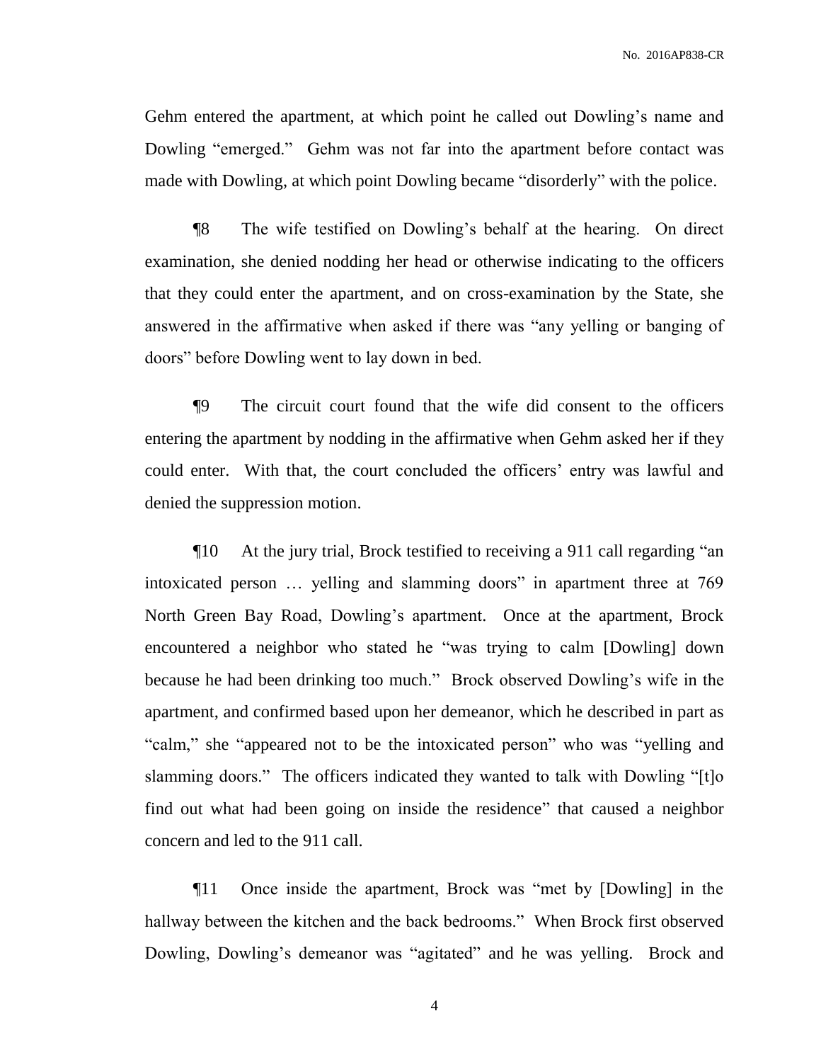Gehm entered the apartment, at which point he called out Dowling's name and Dowling "emerged." Gehm was not far into the apartment before contact was made with Dowling, at which point Dowling became "disorderly" with the police.

¶8 The wife testified on Dowling's behalf at the hearing. On direct examination, she denied nodding her head or otherwise indicating to the officers that they could enter the apartment, and on cross-examination by the State, she answered in the affirmative when asked if there was "any yelling or banging of doors" before Dowling went to lay down in bed.

¶9 The circuit court found that the wife did consent to the officers entering the apartment by nodding in the affirmative when Gehm asked her if they could enter. With that, the court concluded the officers' entry was lawful and denied the suppression motion.

¶10 At the jury trial, Brock testified to receiving a 911 call regarding "an intoxicated person … yelling and slamming doors" in apartment three at 769 North Green Bay Road, Dowling's apartment. Once at the apartment, Brock encountered a neighbor who stated he "was trying to calm [Dowling] down because he had been drinking too much." Brock observed Dowling's wife in the apartment, and confirmed based upon her demeanor, which he described in part as "calm," she "appeared not to be the intoxicated person" who was "yelling and slamming doors." The officers indicated they wanted to talk with Dowling "[t]o find out what had been going on inside the residence" that caused a neighbor concern and led to the 911 call.

¶11 Once inside the apartment, Brock was "met by [Dowling] in the hallway between the kitchen and the back bedrooms." When Brock first observed Dowling, Dowling's demeanor was "agitated" and he was yelling. Brock and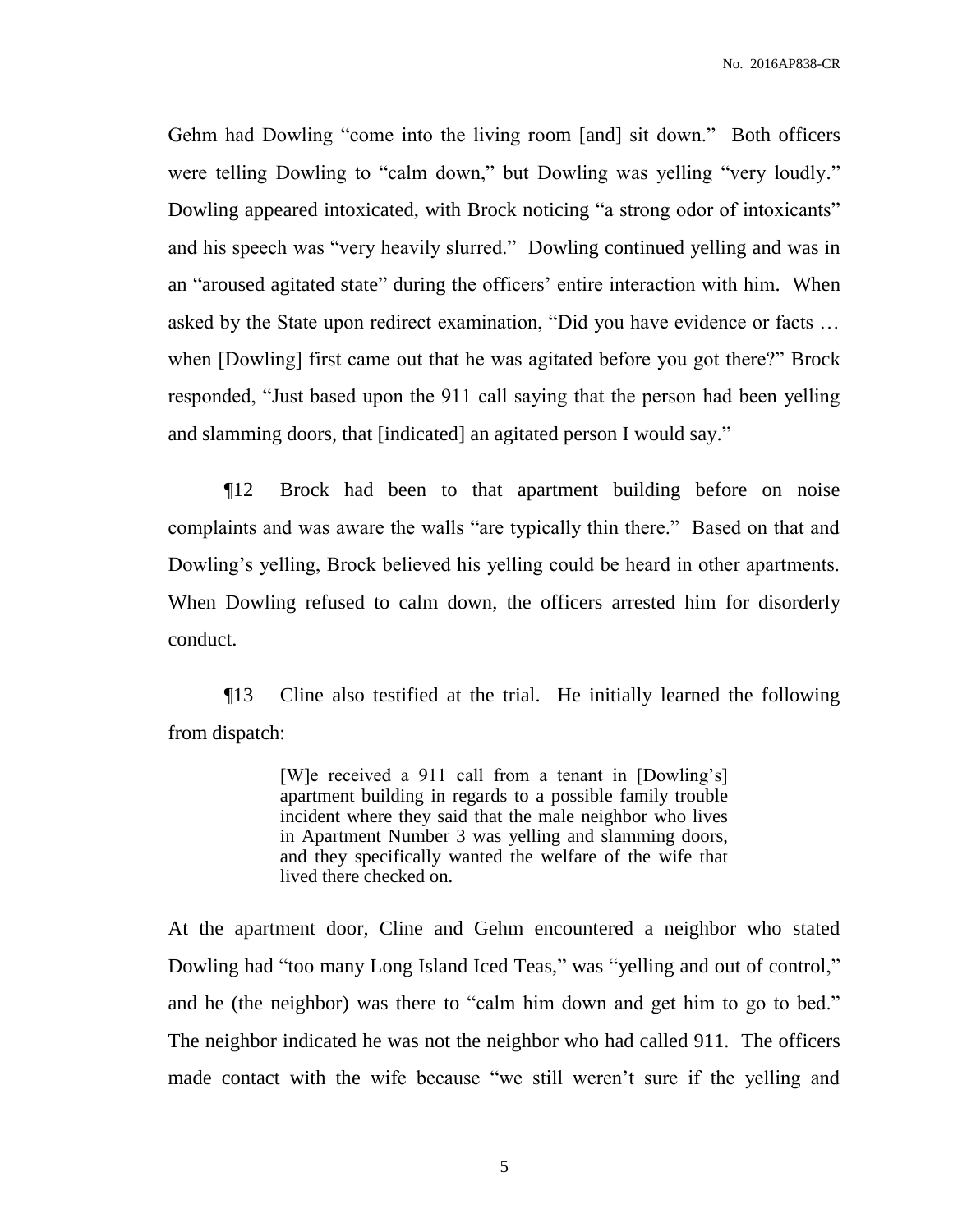Gehm had Dowling "come into the living room [and] sit down." Both officers were telling Dowling to "calm down," but Dowling was yelling "very loudly." Dowling appeared intoxicated, with Brock noticing "a strong odor of intoxicants" and his speech was "very heavily slurred." Dowling continued yelling and was in an "aroused agitated state" during the officers' entire interaction with him. When asked by the State upon redirect examination, "Did you have evidence or facts … when [Dowling] first came out that he was agitated before you got there?" Brock responded, "Just based upon the 911 call saying that the person had been yelling and slamming doors, that [indicated] an agitated person I would say."

¶12 Brock had been to that apartment building before on noise complaints and was aware the walls "are typically thin there." Based on that and Dowling's yelling, Brock believed his yelling could be heard in other apartments. When Dowling refused to calm down, the officers arrested him for disorderly conduct.

¶13 Cline also testified at the trial. He initially learned the following from dispatch:

> [W]e received a 911 call from a tenant in [Dowling's] apartment building in regards to a possible family trouble incident where they said that the male neighbor who lives in Apartment Number 3 was yelling and slamming doors, and they specifically wanted the welfare of the wife that lived there checked on.

At the apartment door, Cline and Gehm encountered a neighbor who stated Dowling had "too many Long Island Iced Teas," was "yelling and out of control," and he (the neighbor) was there to "calm him down and get him to go to bed." The neighbor indicated he was not the neighbor who had called 911. The officers made contact with the wife because "we still weren't sure if the yelling and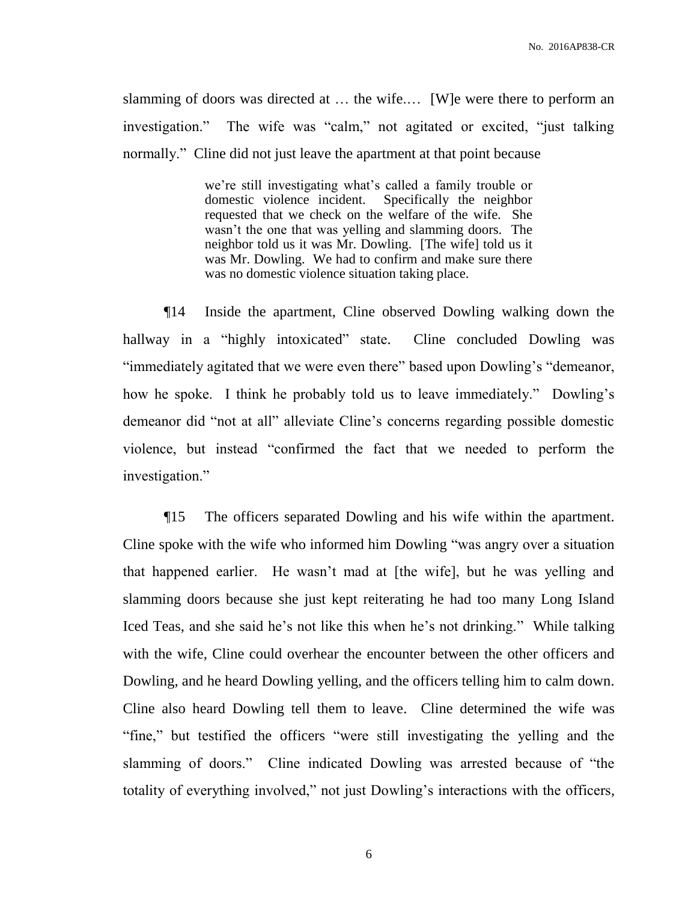slamming of doors was directed at … the wife.… [W]e were there to perform an investigation." The wife was "calm," not agitated or excited, "just talking normally." Cline did not just leave the apartment at that point because

> we're still investigating what's called a family trouble or domestic violence incident. Specifically the neighbor requested that we check on the welfare of the wife. She wasn't the one that was yelling and slamming doors. The neighbor told us it was Mr. Dowling. [The wife] told us it was Mr. Dowling. We had to confirm and make sure there was no domestic violence situation taking place.

¶14 Inside the apartment, Cline observed Dowling walking down the hallway in a "highly intoxicated" state. Cline concluded Dowling was "immediately agitated that we were even there" based upon Dowling's "demeanor, how he spoke. I think he probably told us to leave immediately." Dowling's demeanor did "not at all" alleviate Cline's concerns regarding possible domestic violence, but instead "confirmed the fact that we needed to perform the investigation."

¶15 The officers separated Dowling and his wife within the apartment. Cline spoke with the wife who informed him Dowling "was angry over a situation that happened earlier. He wasn't mad at [the wife], but he was yelling and slamming doors because she just kept reiterating he had too many Long Island Iced Teas, and she said he's not like this when he's not drinking." While talking with the wife, Cline could overhear the encounter between the other officers and Dowling, and he heard Dowling yelling, and the officers telling him to calm down. Cline also heard Dowling tell them to leave. Cline determined the wife was "fine," but testified the officers "were still investigating the yelling and the slamming of doors." Cline indicated Dowling was arrested because of "the totality of everything involved," not just Dowling's interactions with the officers,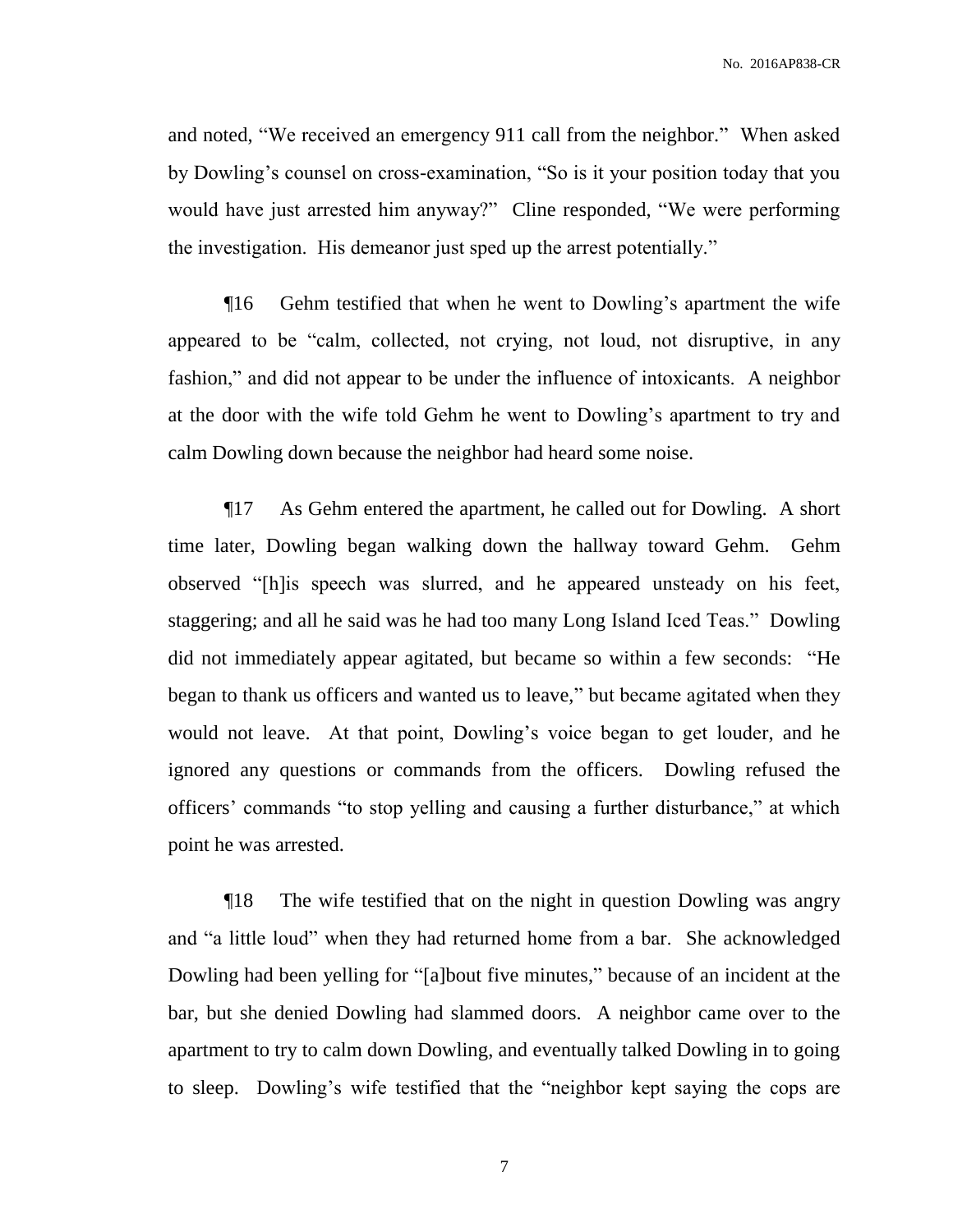and noted, "We received an emergency 911 call from the neighbor." When asked by Dowling's counsel on cross-examination, "So is it your position today that you would have just arrested him anyway?" Cline responded, "We were performing the investigation. His demeanor just sped up the arrest potentially."

¶16 Gehm testified that when he went to Dowling's apartment the wife appeared to be "calm, collected, not crying, not loud, not disruptive, in any fashion," and did not appear to be under the influence of intoxicants. A neighbor at the door with the wife told Gehm he went to Dowling's apartment to try and calm Dowling down because the neighbor had heard some noise.

¶17 As Gehm entered the apartment, he called out for Dowling. A short time later, Dowling began walking down the hallway toward Gehm. Gehm observed "[h]is speech was slurred, and he appeared unsteady on his feet, staggering; and all he said was he had too many Long Island Iced Teas." Dowling did not immediately appear agitated, but became so within a few seconds: "He began to thank us officers and wanted us to leave," but became agitated when they would not leave. At that point, Dowling's voice began to get louder, and he ignored any questions or commands from the officers. Dowling refused the officers' commands "to stop yelling and causing a further disturbance," at which point he was arrested.

¶18 The wife testified that on the night in question Dowling was angry and "a little loud" when they had returned home from a bar. She acknowledged Dowling had been yelling for "[a]bout five minutes," because of an incident at the bar, but she denied Dowling had slammed doors. A neighbor came over to the apartment to try to calm down Dowling, and eventually talked Dowling in to going to sleep. Dowling's wife testified that the "neighbor kept saying the cops are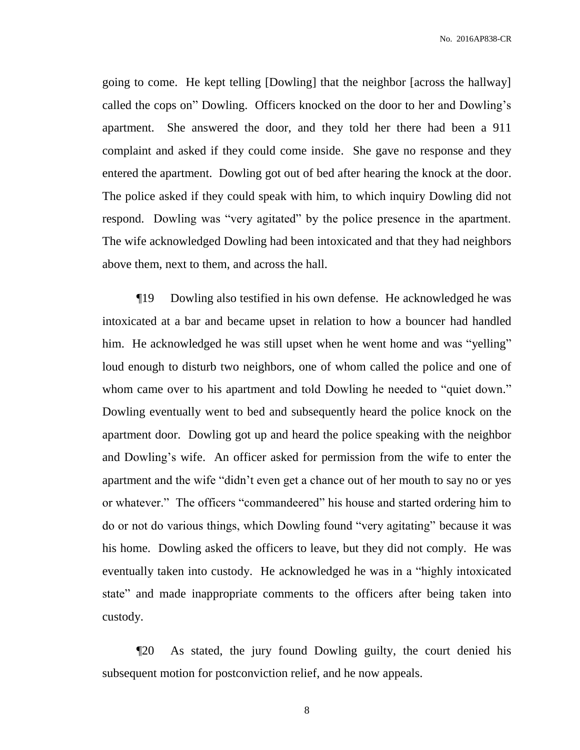going to come. He kept telling [Dowling] that the neighbor [across the hallway] called the cops on" Dowling. Officers knocked on the door to her and Dowling's apartment. She answered the door, and they told her there had been a 911 complaint and asked if they could come inside. She gave no response and they entered the apartment. Dowling got out of bed after hearing the knock at the door. The police asked if they could speak with him, to which inquiry Dowling did not respond. Dowling was "very agitated" by the police presence in the apartment. The wife acknowledged Dowling had been intoxicated and that they had neighbors above them, next to them, and across the hall.

¶19 Dowling also testified in his own defense. He acknowledged he was intoxicated at a bar and became upset in relation to how a bouncer had handled him. He acknowledged he was still upset when he went home and was "yelling" loud enough to disturb two neighbors, one of whom called the police and one of whom came over to his apartment and told Dowling he needed to "quiet down." Dowling eventually went to bed and subsequently heard the police knock on the apartment door. Dowling got up and heard the police speaking with the neighbor and Dowling's wife. An officer asked for permission from the wife to enter the apartment and the wife "didn't even get a chance out of her mouth to say no or yes or whatever." The officers "commandeered" his house and started ordering him to do or not do various things, which Dowling found "very agitating" because it was his home. Dowling asked the officers to leave, but they did not comply. He was eventually taken into custody. He acknowledged he was in a "highly intoxicated state" and made inappropriate comments to the officers after being taken into custody.

¶20 As stated, the jury found Dowling guilty, the court denied his subsequent motion for postconviction relief, and he now appeals.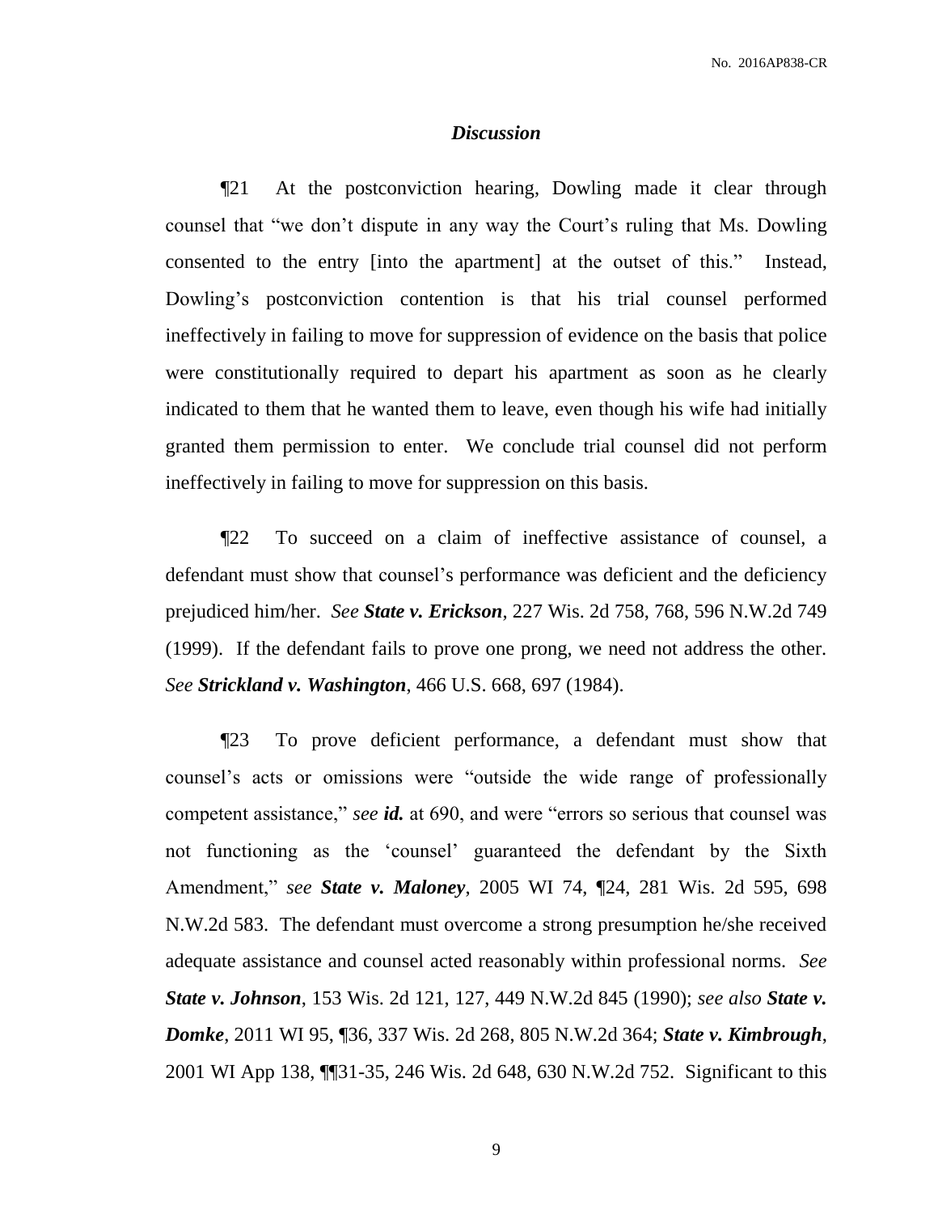## *Discussion*

¶21 At the postconviction hearing, Dowling made it clear through counsel that "we don't dispute in any way the Court's ruling that Ms. Dowling consented to the entry [into the apartment] at the outset of this." Instead, Dowling's postconviction contention is that his trial counsel performed ineffectively in failing to move for suppression of evidence on the basis that police were constitutionally required to depart his apartment as soon as he clearly indicated to them that he wanted them to leave, even though his wife had initially granted them permission to enter. We conclude trial counsel did not perform ineffectively in failing to move for suppression on this basis.

¶22 To succeed on a claim of ineffective assistance of counsel, a defendant must show that counsel's performance was deficient and the deficiency prejudiced him/her. *See* ***State v. Erickson***, 227 Wis. 2d 758, 768, 596 N.W.2d 749 (1999). If the defendant fails to prove one prong, we need not address the other. *See* ***Strickland v. Washington***, 466 U.S. 668, 697 (1984).

¶23 To prove deficient performance, a defendant must show that counsel's acts or omissions were "outside the wide range of professionally competent assistance," *see* ***id.*** at 690, and were "errors so serious that counsel was not functioning as the 'counsel' guaranteed the defendant by the Sixth Amendment," *see* ***State v. Maloney***, 2005 WI 74, ¶24, 281 Wis. 2d 595, 698 N.W.2d 583. The defendant must overcome a strong presumption he/she received adequate assistance and counsel acted reasonably within professional norms. *See* ***State v. Johnson***, 153 Wis. 2d 121, 127, 449 N.W.2d 845 (1990); *see also* ***State v. Domke***, 2011 WI 95, ¶36, 337 Wis. 2d 268, 805 N.W.2d 364; ***State v. Kimbrough***, 2001 WI App 138, ¶¶31-35, 246 Wis. 2d 648, 630 N.W.2d 752. Significant to this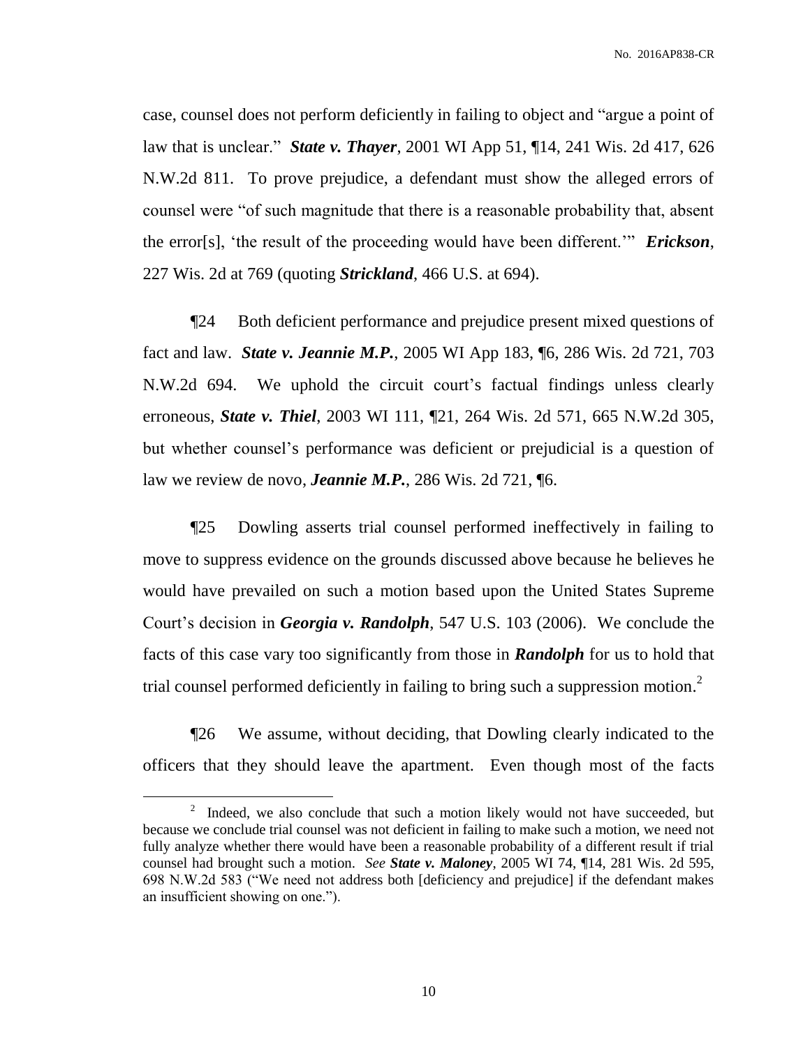case, counsel does not perform deficiently in failing to object and "argue a point of law that is unclear." ***State v. Thayer***, 2001 WI App 51, ¶14, 241 Wis. 2d 417, 626 N.W.2d 811. To prove prejudice, a defendant must show the alleged errors of counsel were "of such magnitude that there is a reasonable probability that, absent the error[s], 'the result of the proceeding would have been different.'" ***Erickson***, 227 Wis. 2d at 769 (quoting ***Strickland***, 466 U.S. at 694).

¶24 Both deficient performance and prejudice present mixed questions of fact and law. ***State v. Jeannie M.P.***, 2005 WI App 183, ¶6, 286 Wis. 2d 721, 703 N.W.2d 694. We uphold the circuit court's factual findings unless clearly erroneous, ***State v. Thiel***, 2003 WI 111, ¶21, 264 Wis. 2d 571, 665 N.W.2d 305, but whether counsel's performance was deficient or prejudicial is a question of law we review de novo, ***Jeannie M.P.***, 286 Wis. 2d 721, ¶6.

¶25 Dowling asserts trial counsel performed ineffectively in failing to move to suppress evidence on the grounds discussed above because he believes he would have prevailed on such a motion based upon the United States Supreme Court's decision in ***Georgia v. Randolph***, 547 U.S. 103 (2006). We conclude the facts of this case vary too significantly from those in ***Randolph*** for us to hold that trial counsel performed deficiently in failing to bring such a suppression motion.[2]

¶26 We assume, without deciding, that Dowling clearly indicated to the officers that they should leave the apartment. Even though most of the facts

---

[2] Indeed, we also conclude that such a motion likely would not have succeeded, but because we conclude trial counsel was not deficient in failing to make such a motion, we need not fully analyze whether there would have been a reasonable probability of a different result if trial counsel had brought such a motion. *See* ***State v. Maloney***, 2005 WI 74, ¶14, 281 Wis. 2d 595, 698 N.W.2d 583 ("We need not address both [deficiency and prejudice] if the defendant makes an insufficient showing on one.").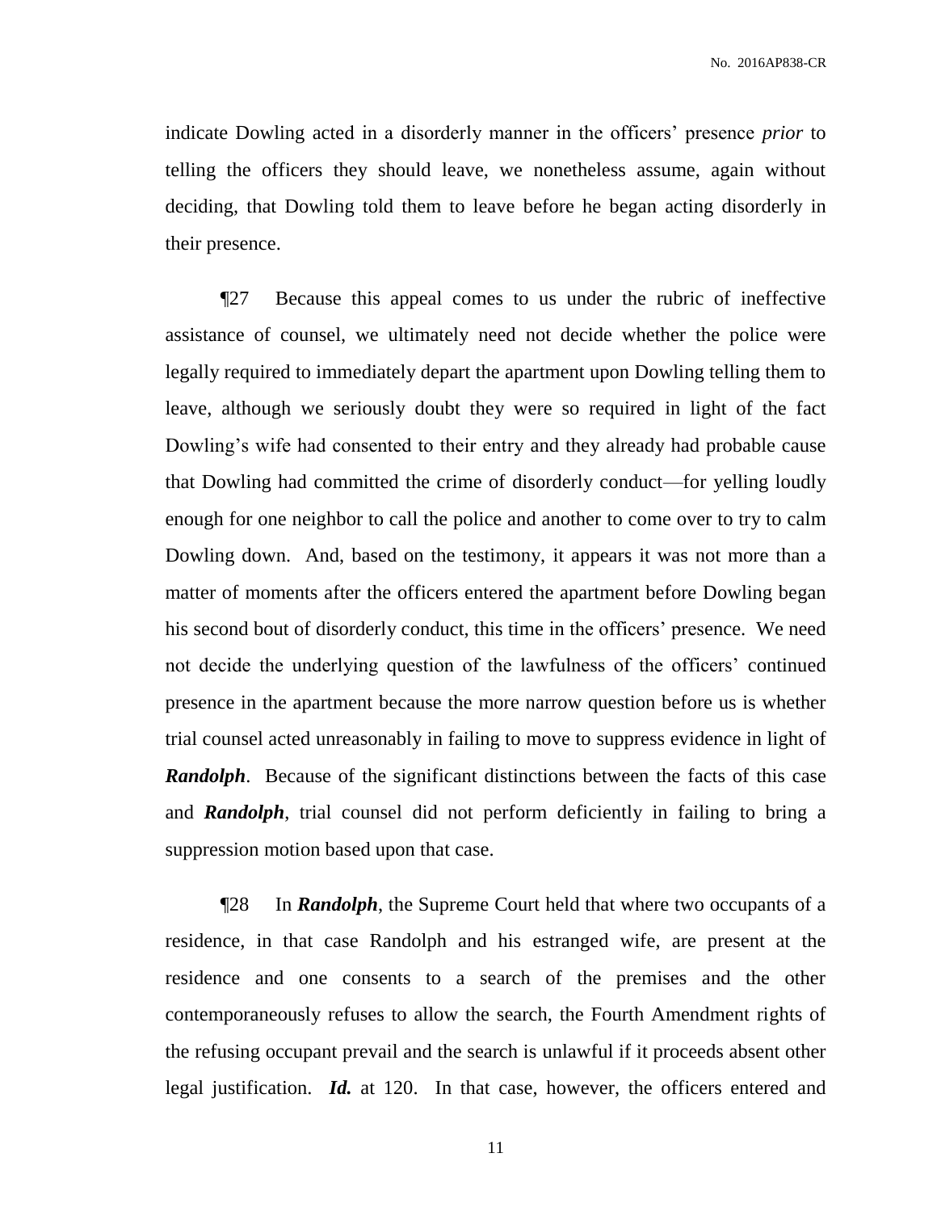indicate Dowling acted in a disorderly manner in the officers' presence *prior* to telling the officers they should leave, we nonetheless assume, again without deciding, that Dowling told them to leave before he began acting disorderly in their presence.

¶27 Because this appeal comes to us under the rubric of ineffective assistance of counsel, we ultimately need not decide whether the police were legally required to immediately depart the apartment upon Dowling telling them to leave, although we seriously doubt they were so required in light of the fact Dowling's wife had consented to their entry and they already had probable cause that Dowling had committed the crime of disorderly conduct—for yelling loudly enough for one neighbor to call the police and another to come over to try to calm Dowling down. And, based on the testimony, it appears it was not more than a matter of moments after the officers entered the apartment before Dowling began his second bout of disorderly conduct, this time in the officers' presence. We need not decide the underlying question of the lawfulness of the officers' continued presence in the apartment because the more narrow question before us is whether trial counsel acted unreasonably in failing to move to suppress evidence in light of ***Randolph***. Because of the significant distinctions between the facts of this case and ***Randolph***, trial counsel did not perform deficiently in failing to bring a suppression motion based upon that case.

¶28 In ***Randolph***, the Supreme Court held that where two occupants of a residence, in that case Randolph and his estranged wife, are present at the residence and one consents to a search of the premises and the other contemporaneously refuses to allow the search, the Fourth Amendment rights of the refusing occupant prevail and the search is unlawful if it proceeds absent other legal justification. ***Id.*** at 120. In that case, however, the officers entered and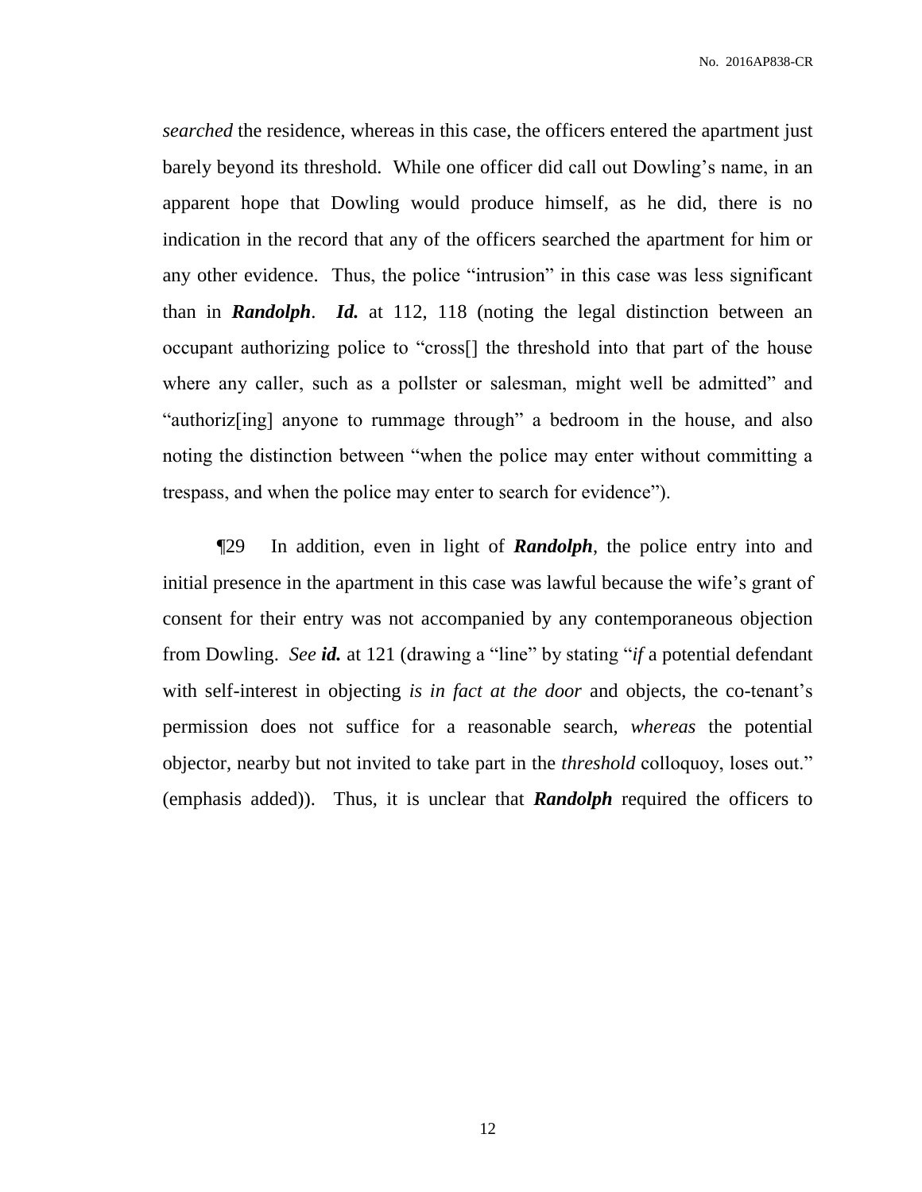*searched* the residence, whereas in this case, the officers entered the apartment just barely beyond its threshold. While one officer did call out Dowling's name, in an apparent hope that Dowling would produce himself, as he did, there is no indication in the record that any of the officers searched the apartment for him or any other evidence. Thus, the police "intrusion" in this case was less significant than in ***Randolph***. ***Id.*** at 112, 118 (noting the legal distinction between an occupant authorizing police to "cross[] the threshold into that part of the house where any caller, such as a pollster or salesman, might well be admitted" and "authoriz[ing] anyone to rummage through" a bedroom in the house, and also noting the distinction between "when the police may enter without committing a trespass, and when the police may enter to search for evidence").

¶29 In addition, even in light of ***Randolph***, the police entry into and initial presence in the apartment in this case was lawful because the wife's grant of consent for their entry was not accompanied by any contemporaneous objection from Dowling. *See* ***id.*** at 121 (drawing a "line" by stating "*if* a potential defendant with self-interest in objecting *is in fact at the door* and objects, the co-tenant's permission does not suffice for a reasonable search, *whereas* the potential objector, nearby but not invited to take part in the *threshold* colloquoy, loses out." (emphasis added)). Thus, it is unclear that ***Randolph*** required the officers to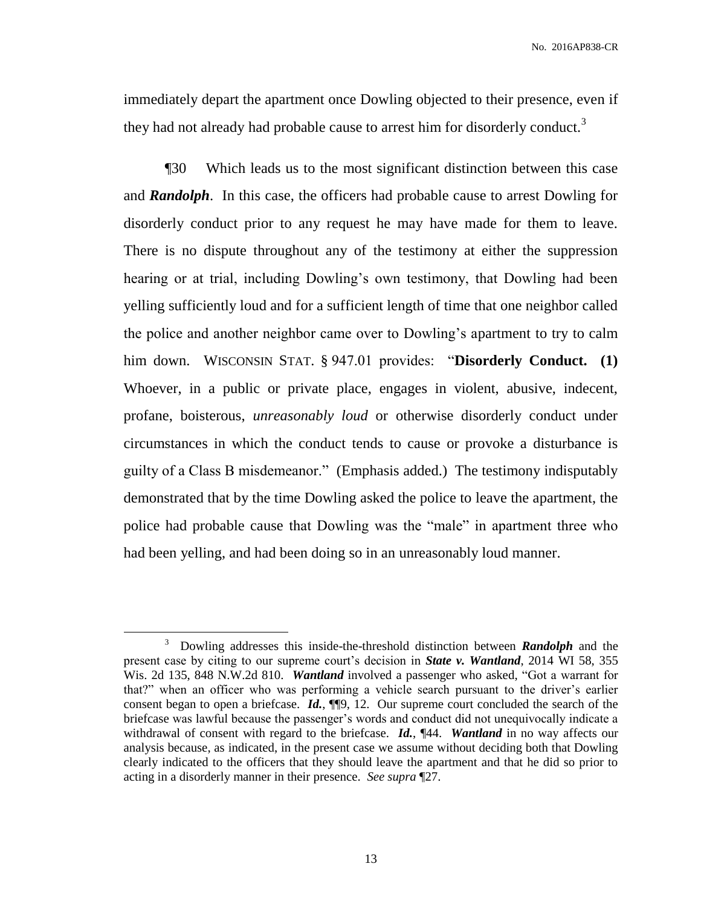immediately depart the apartment once Dowling objected to their presence, even if they had not already had probable cause to arrest him for disorderly conduct.[3]

¶30 Which leads us to the most significant distinction between this case and ***Randolph***. In this case, the officers had probable cause to arrest Dowling for disorderly conduct prior to any request he may have made for them to leave. There is no dispute throughout any of the testimony at either the suppression hearing or at trial, including Dowling's own testimony, that Dowling had been yelling sufficiently loud and for a sufficient length of time that one neighbor called the police and another neighbor came over to Dowling's apartment to try to calm him down. WISCONSIN STAT. § 947.01 provides: "**Disorderly Conduct. (1)** Whoever, in a public or private place, engages in violent, abusive, indecent, profane, boisterous, *unreasonably loud* or otherwise disorderly conduct under circumstances in which the conduct tends to cause or provoke a disturbance is guilty of a Class B misdemeanor." (Emphasis added.) The testimony indisputably demonstrated that by the time Dowling asked the police to leave the apartment, the police had probable cause that Dowling was the "male" in apartment three who had been yelling, and had been doing so in an unreasonably loud manner.

---

[3] Dowling addresses this inside-the-threshold distinction between ***Randolph*** and the present case by citing to our supreme court's decision in ***State v. Wantland***, 2014 WI 58, 355 Wis. 2d 135, 848 N.W.2d 810. ***Wantland*** involved a passenger who asked, "Got a warrant for that?" when an officer who was performing a vehicle search pursuant to the driver's earlier consent began to open a briefcase. ***Id.***, ¶¶9, 12. Our supreme court concluded the search of the briefcase was lawful because the passenger's words and conduct did not unequivocally indicate a withdrawal of consent with regard to the briefcase. ***Id.***, ¶44. ***Wantland*** in no way affects our analysis because, as indicated, in the present case we assume without deciding both that Dowling clearly indicated to the officers that they should leave the apartment and that he did so prior to acting in a disorderly manner in their presence. *See supra* ¶27.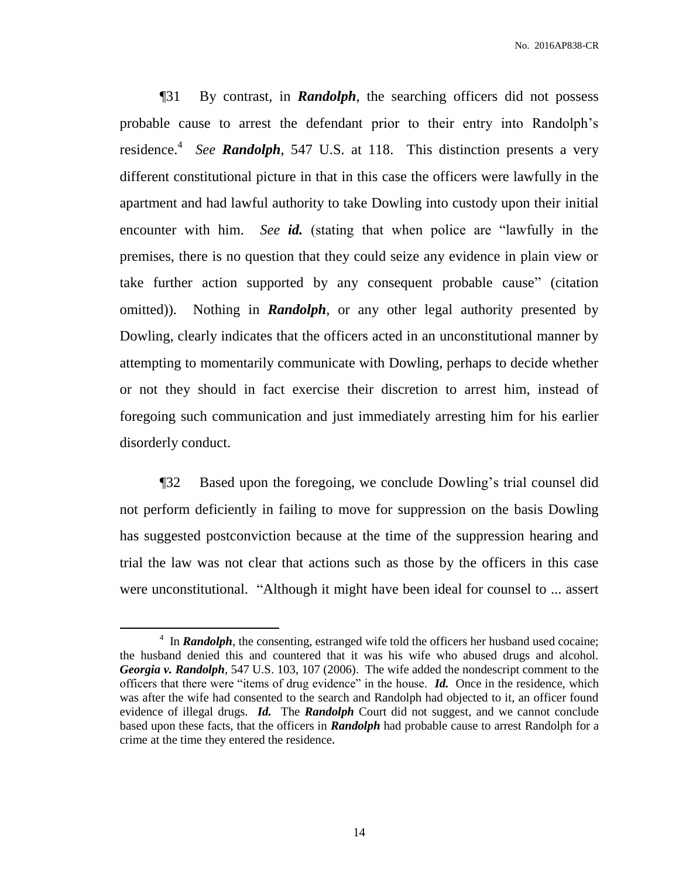¶31 By contrast, in ***Randolph***, the searching officers did not possess probable cause to arrest the defendant prior to their entry into Randolph's residence.[4] *See* ***Randolph***, 547 U.S. at 118. This distinction presents a very different constitutional picture in that in this case the officers were lawfully in the apartment and had lawful authority to take Dowling into custody upon their initial encounter with him. *See* ***id.*** (stating that when police are "lawfully in the premises, there is no question that they could seize any evidence in plain view or take further action supported by any consequent probable cause" (citation omitted)). Nothing in ***Randolph***, or any other legal authority presented by Dowling, clearly indicates that the officers acted in an unconstitutional manner by attempting to momentarily communicate with Dowling, perhaps to decide whether or not they should in fact exercise their discretion to arrest him, instead of foregoing such communication and just immediately arresting him for his earlier disorderly conduct.

¶32 Based upon the foregoing, we conclude Dowling's trial counsel did not perform deficiently in failing to move for suppression on the basis Dowling has suggested postconviction because at the time of the suppression hearing and trial the law was not clear that actions such as those by the officers in this case were unconstitutional. "Although it might have been ideal for counsel to ... assert

---

[4] In ***Randolph***, the consenting, estranged wife told the officers her husband used cocaine; the husband denied this and countered that it was his wife who abused drugs and alcohol. ***Georgia v. Randolph***, 547 U.S. 103, 107 (2006). The wife added the nondescript comment to the officers that there were "items of drug evidence" in the house. ***Id.*** Once in the residence, which was after the wife had consented to the search and Randolph had objected to it, an officer found evidence of illegal drugs. ***Id.*** The ***Randolph*** Court did not suggest, and we cannot conclude based upon these facts, that the officers in ***Randolph*** had probable cause to arrest Randolph for a crime at the time they entered the residence.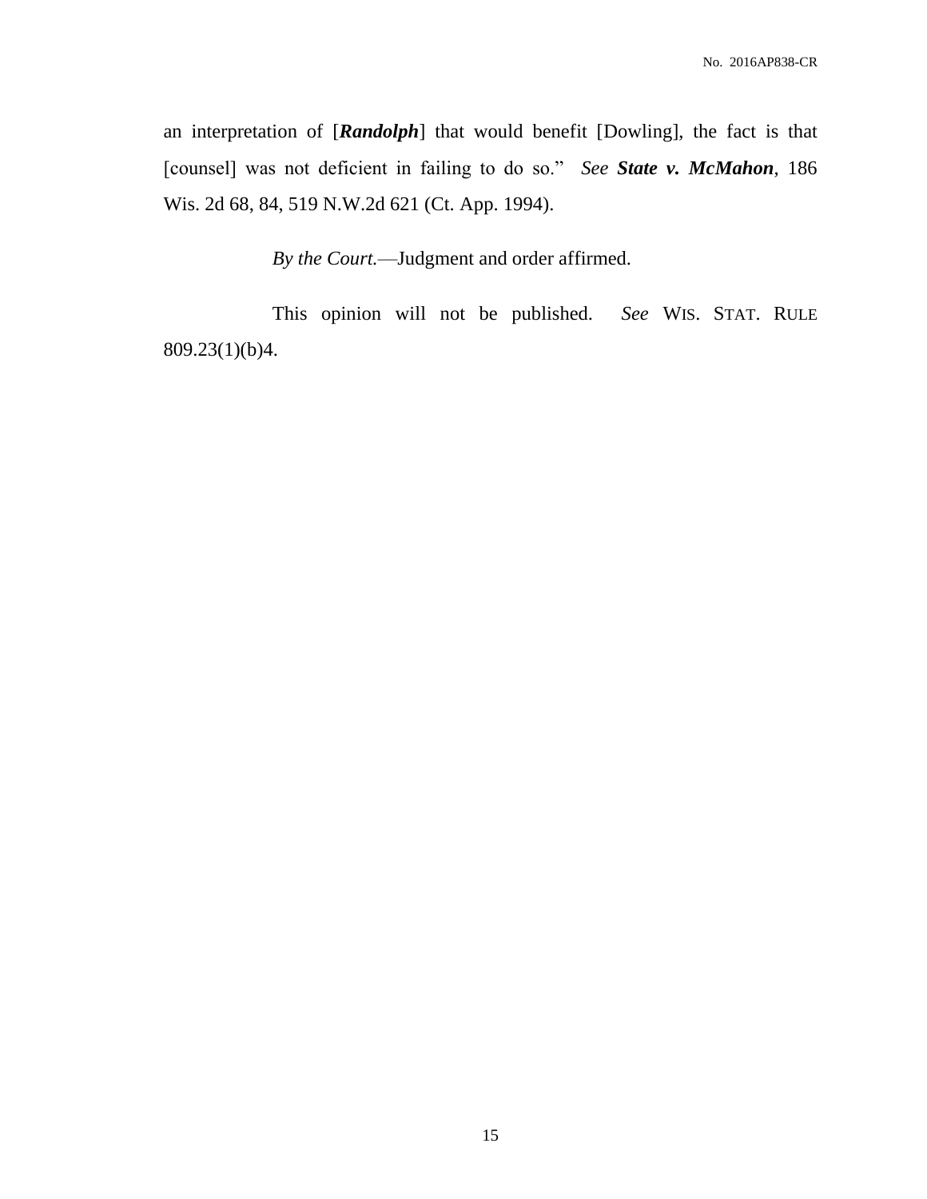an interpretation of [***Randolph***] that would benefit [Dowling], the fact is that [counsel] was not deficient in failing to do so." *See* ***State v. McMahon***, 186 Wis. 2d 68, 84, 519 N.W.2d 621 (Ct. App. 1994).

*By the Court.*—Judgment and order affirmed.

This opinion will not be published. *See* WIS. STAT. RULE 809.23(1)(b)4.